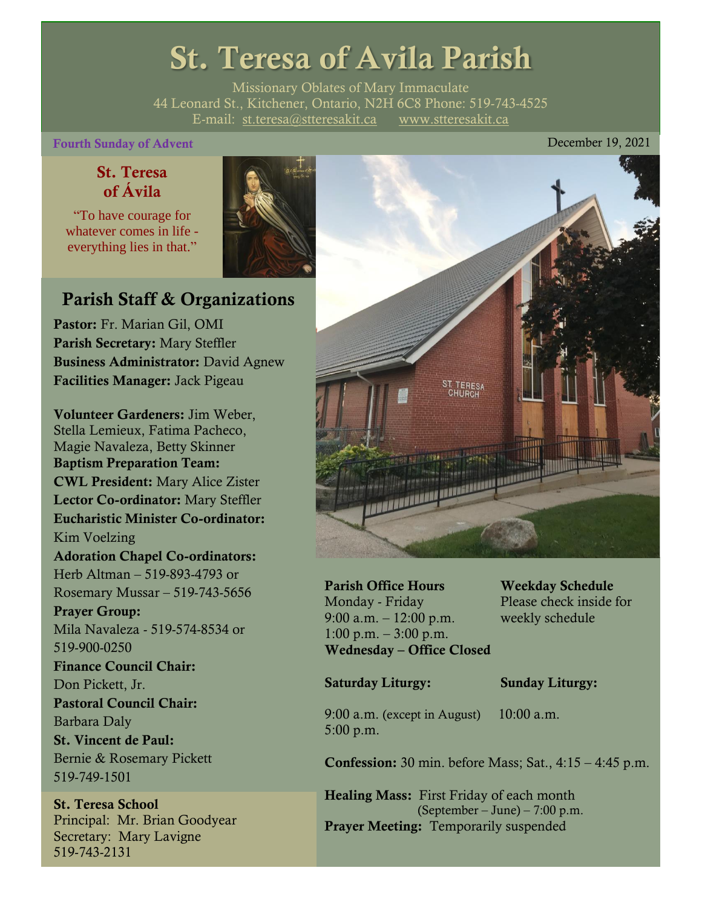# St. Teresa of Avila Parish

Missionary Oblates of Mary Immaculate
44 Leonard St., Kitchener, Ontario, N2H 6C8 Phone: 519-743-4525
E-mail: st.teresa@stteresakit.ca www.stteresakit.ca

**Fourth Sunday of Advent** December 19, 2021

## St. Teresa of Ávila

"To have courage for whatever comes in life - everything lies in that."

## Parish Staff & Organizations

**Pastor:** Fr. Marian Gil, OMI
**Parish Secretary:** Mary Steffler
**Business Administrator:** David Agnew
**Facilities Manager:** Jack Pigeau

**Volunteer Gardeners:** Jim Weber, Stella Lemieux, Fatima Pacheco, Magie Navaleza, Betty Skinner
**Baptism Preparation Team:**
**CWL President:** Mary Alice Zister
**Lector Co-ordinator:** Mary Steffler
**Eucharistic Minister Co-ordinator:** Kim Voelzing
**Adoration Chapel Co-ordinators:** Herb Altman – 519-893-4793 or Rosemary Mussar – 519-743-5656
**Prayer Group:** Mila Navaleza - 519-574-8534 or 519-900-0250
**Finance Council Chair:** Don Pickett, Jr.
**Pastoral Council Chair:** Barbara Daly
**St. Vincent de Paul:** Bernie & Rosemary Pickett 519-749-1501

**St. Teresa School**
Principal: Mr. Brian Goodyear
Secretary: Mary Lavigne
519-743-2131

**Parish Office Hours**
Monday - Friday
9:00 a.m. – 12:00 p.m.
1:00 p.m. – 3:00 p.m.
**Wednesday – Office Closed**

**Weekday Schedule**
Please check inside for weekly schedule

**Saturday Liturgy:**
9:00 a.m. (except in August)
5:00 p.m.

**Sunday Liturgy:**
10:00 a.m.

**Confession:** 30 min. before Mass; Sat., 4:15 – 4:45 p.m.

**Healing Mass:** First Friday of each month (September – June) – 7:00 p.m.
**Prayer Meeting:** Temporarily suspended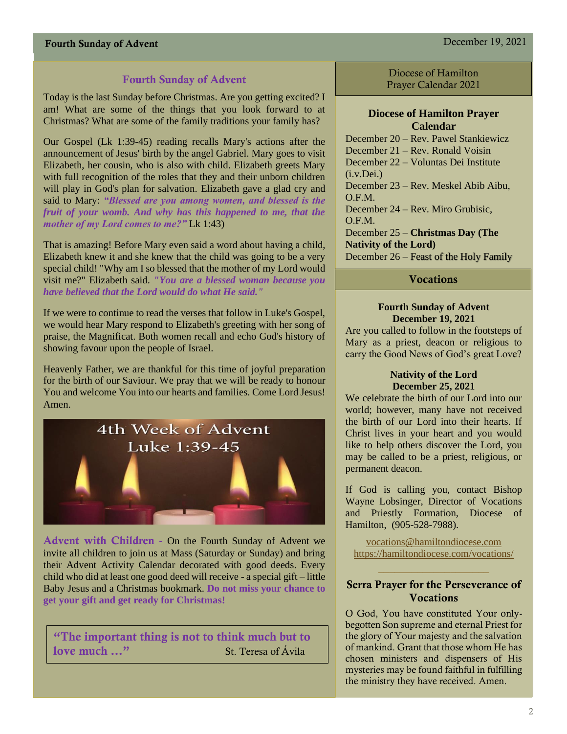# Fourth Sunday of Advent

Today is the last Sunday before Christmas. Are you getting excited? I am! What are some of the things that you look forward to at Christmas? What are some of the family traditions your family has?

Our Gospel (Lk 1:39-45) reading recalls Mary's actions after the announcement of Jesus' birth by the angel Gabriel. Mary goes to visit Elizabeth, her cousin, who is also with child. Elizabeth greets Mary with full recognition of the roles that they and their unborn children will play in God's plan for salvation. Elizabeth gave a glad cry and said to Mary: ***"Blessed are you among women, and blessed is the fruit of your womb. And why has this happened to me, that the mother of my Lord comes to me?"*** Lk 1:43)

That is amazing! Before Mary even said a word about having a child, Elizabeth knew it and she knew that the child was going to be a very special child! "Why am I so blessed that the mother of my Lord would visit me?" Elizabeth said. ***"You are a blessed woman because you have believed that the Lord would do what He said."***

If we were to continue to read the verses that follow in Luke's Gospel, we would hear Mary respond to Elizabeth's greeting with her song of praise, the Magnificat. Both women recall and echo God's history of showing favour upon the people of Israel.

Heavenly Father, we are thankful for this time of joyful preparation for the birth of our Saviour. We pray that we will be ready to honour You and welcome You into our hearts and families. Come Lord Jesus! Amen.

4th Week of Advent
Luke 1:39-45

**Advent with Children -** On the Fourth Sunday of Advent we invite all children to join us at Mass (Saturday or Sunday) and bring their Advent Activity Calendar decorated with good deeds. Every child who did at least one good deed will receive - a special gift – little Baby Jesus and a Christmas bookmark. **Do not miss your chance to get your gift and get ready for Christmas!**

> **"The important thing is not to think much but to love much …"** St. Teresa of Ávila

## Diocese of Hamilton Prayer Calendar 2021

### Diocese of Hamilton Prayer Calendar

December 20 – Rev. Pawel Stankiewicz
December 21 – Rev. Ronald Voisin
December 22 – Voluntas Dei Institute (i.v.Dei.)
December 23 – Rev. Meskel Abib Aibu, O.F.M.
December 24 – Rev. Miro Grubisic, O.F.M.
December 25 – **Christmas Day (The Nativity of the Lord)**
December 26 – Feast of the Holy Family

## Vocations

**Fourth Sunday of Advent**
**December 19, 2021**

Are you called to follow in the footsteps of Mary as a priest, deacon or religious to carry the Good News of God's great Love?

**Nativity of the Lord**
**December 25, 2021**

We celebrate the birth of our Lord into our world; however, many have not received the birth of our Lord into their hearts. If Christ lives in your heart and you would like to help others discover the Lord, you may be called to be a priest, religious, or permanent deacon.

If God is calling you, contact Bishop Wayne Lobsinger, Director of Vocations and Priestly Formation, Diocese of Hamilton, (905-528-7988).

vocations@hamiltondiocese.com
https://hamiltondiocese.com/vocations/

### Serra Prayer for the Perseverance of Vocations

O God, You have constituted Your only-begotten Son supreme and eternal Priest for the glory of Your majesty and the salvation of mankind. Grant that those whom He has chosen ministers and dispensers of His mysteries may be found faithful in fulfilling the ministry they have received. Amen.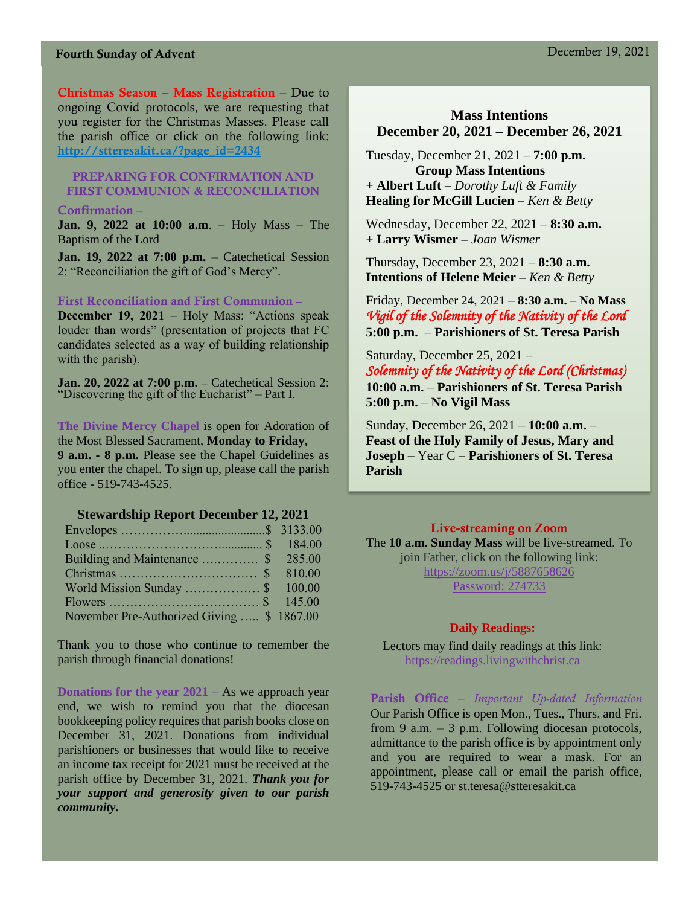**Fourth Sunday of Advent** December 19, 2021

**Christmas Season – Mass Registration** – Due to ongoing Covid protocols, we are requesting that you register for the Christmas Masses. Please call the parish office or click on the following link: **http://stteresakit.ca/?page_id=2434**

### PREPARING FOR CONFIRMATION AND FIRST COMMUNION & RECONCILIATION

**Confirmation –**

**Jan. 9, 2022 at 10:00 a.m**. – Holy Mass – The Baptism of the Lord

**Jan. 19, 2022 at 7:00 p.m.** – Catechetical Session 2: "Reconciliation the gift of God's Mercy".

**First Reconciliation and First Communion –**

**December 19, 2021** – Holy Mass: "Actions speak louder than words" (presentation of projects that FC candidates selected as a way of building relationship with the parish).

**Jan. 20, 2022 at 7:00 p.m. –** Catechetical Session 2: "Discovering the gift of the Eucharist" – Part I.

**The Divine Mercy Chapel** is open for Adoration of the Most Blessed Sacrament, **Monday to Friday, 9 a.m. - 8 p.m.** Please see the Chapel Guidelines as you enter the chapel. To sign up, please call the parish office - 519-743-4525.

### Stewardship Report December 12, 2021

| | |
|---|---|
| Envelopes …………….......................... | $ 3133.00 |
| Loose ..……………………….............. | $ 184.00 |
| Building and Maintenance ….……….. | $ 285.00 |
| Christmas …………………………… | $ 810.00 |
| World Mission Sunday ……………… | $ 100.00 |
| Flowers ……………………………… | $ 145.00 |
| November Pre-Authorized Giving ….. | $ 1867.00 |

Thank you to those who continue to remember the parish through financial donations!

**Donations for the year 2021 –** As we approach year end, we wish to remind you that the diocesan bookkeeping policy requires that parish books close on December 31, 2021. Donations from individual parishioners or businesses that would like to receive an income tax receipt for 2021 must be received at the parish office by December 31, 2021. ***Thank you for your support and generosity given to our parish community.***

### Mass Intentions
### December 20, 2021 – December 26, 2021

Tuesday, December 21, 2021 – **7:00 p.m.**
**Group Mass Intentions**
**+ Albert Luft –** *Dorothy Luft & Family*
**Healing for McGill Lucien –** *Ken & Betty*

Wednesday, December 22, 2021 – **8:30 a.m.**
**+ Larry Wismer –** *Joan Wismer*

Thursday, December 23, 2021 – **8:30 a.m.**
**Intentions of Helene Meier –** *Ken & Betty*

Friday, December 24, 2021 – **8:30 a.m.** – **No Mass**
*Vigil of the Solemnity of the Nativity of the Lord*
**5:00 p.m.** – **Parishioners of St. Teresa Parish**

Saturday, December 25, 2021 –
*Solemnity of the Nativity of the Lord (Christmas)*
**10:00 a.m.** – **Parishioners of St. Teresa Parish**
**5:00 p.m.** – **No Vigil Mass**

Sunday, December 26, 2021 – **10:00 a.m.** – **Feast of the Holy Family of Jesus, Mary and Joseph** – Year C – **Parishioners of St. Teresa Parish**

**Live-streaming on Zoom**

The **10 a.m. Sunday Mass** will be live-streamed. To join Father, click on the following link:
https://zoom.us/j/5887658626
Password: 274733

**Daily Readings:**

Lectors may find daily readings at this link:
https://readings.livingwithchrist.ca

**Parish Office** – *Important Up-dated Information*
Our Parish Office is open Mon., Tues., Thurs. and Fri. from 9 a.m. – 3 p.m. Following diocesan protocols, admittance to the parish office is by appointment only and you are required to wear a mask. For an appointment, please call or email the parish office, 519-743-4525 or st.teresa@stteresakit.ca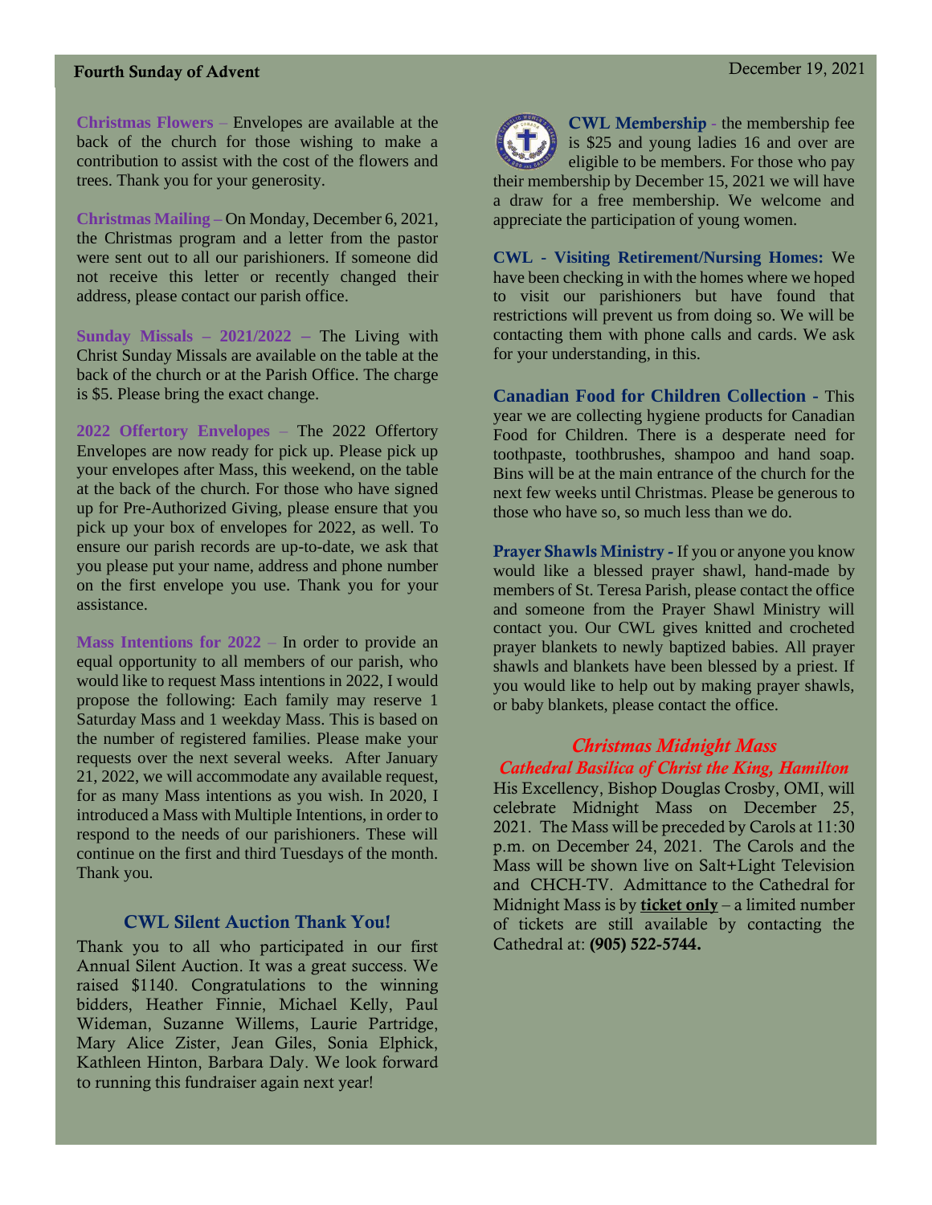**Christmas Flowers** – Envelopes are available at the back of the church for those wishing to make a contribution to assist with the cost of the flowers and trees. Thank you for your generosity.

**Christmas Mailing** – On Monday, December 6, 2021, the Christmas program and a letter from the pastor were sent out to all our parishioners. If someone did not receive this letter or recently changed their address, please contact our parish office.

**Sunday Missals – 2021/2022** – The Living with Christ Sunday Missals are available on the table at the back of the church or at the Parish Office. The charge is $5. Please bring the exact change.

**2022 Offertory Envelopes** – The 2022 Offertory Envelopes are now ready for pick up. Please pick up your envelopes after Mass, this weekend, on the table at the back of the church. For those who have signed up for Pre-Authorized Giving, please ensure that you pick up your box of envelopes for 2022, as well. To ensure our parish records are up-to-date, we ask that you please put your name, address and phone number on the first envelope you use. Thank you for your assistance.

**Mass Intentions for 2022** – In order to provide an equal opportunity to all members of our parish, who would like to request Mass intentions in 2022, I would propose the following: Each family may reserve 1 Saturday Mass and 1 weekday Mass. This is based on the number of registered families. Please make your requests over the next several weeks. After January 21, 2022, we will accommodate any available request, for as many Mass intentions as you wish. In 2020, I introduced a Mass with Multiple Intentions, in order to respond to the needs of our parishioners. These will continue on the first and third Tuesdays of the month. Thank you.

## CWL Silent Auction Thank You!

Thank you to all who participated in our first Annual Silent Auction. It was a great success. We raised $1140. Congratulations to the winning bidders, Heather Finnie, Michael Kelly, Paul Wideman, Suzanne Willems, Laurie Partridge, Mary Alice Zister, Jean Giles, Sonia Elphick, Kathleen Hinton, Barbara Daly. We look forward to running this fundraiser again next year!

**CWL Membership** - the membership fee is $25 and young ladies 16 and over are eligible to be members. For those who pay their membership by December 15, 2021 we will have a draw for a free membership. We welcome and appreciate the participation of young women.

**CWL - Visiting Retirement/Nursing Homes:** We have been checking in with the homes where we hoped to visit our parishioners but have found that restrictions will prevent us from doing so. We will be contacting them with phone calls and cards. We ask for your understanding, in this.

**Canadian Food for Children Collection** - This year we are collecting hygiene products for Canadian Food for Children. There is a desperate need for toothpaste, toothbrushes, shampoo and hand soap. Bins will be at the main entrance of the church for the next few weeks until Christmas. Please be generous to those who have so, so much less than we do.

**Prayer Shawls Ministry** - If you or anyone you know would like a blessed prayer shawl, hand-made by members of St. Teresa Parish, please contact the office and someone from the Prayer Shawl Ministry will contact you. Our CWL gives knitted and crocheted prayer blankets to newly baptized babies. All prayer shawls and blankets have been blessed by a priest. If you would like to help out by making prayer shawls, or baby blankets, please contact the office.

## *Christmas Midnight Mass*
### *Cathedral Basilica of Christ the King, Hamilton*

His Excellency, Bishop Douglas Crosby, OMI, will celebrate Midnight Mass on December 25, 2021. The Mass will be preceded by Carols at 11:30 p.m. on December 24, 2021. The Carols and the Mass will be shown live on Salt+Light Television and CHCH-TV. Admittance to the Cathedral for Midnight Mass is by **ticket only** – a limited number of tickets are still available by contacting the Cathedral at: **(905) 522-5744.**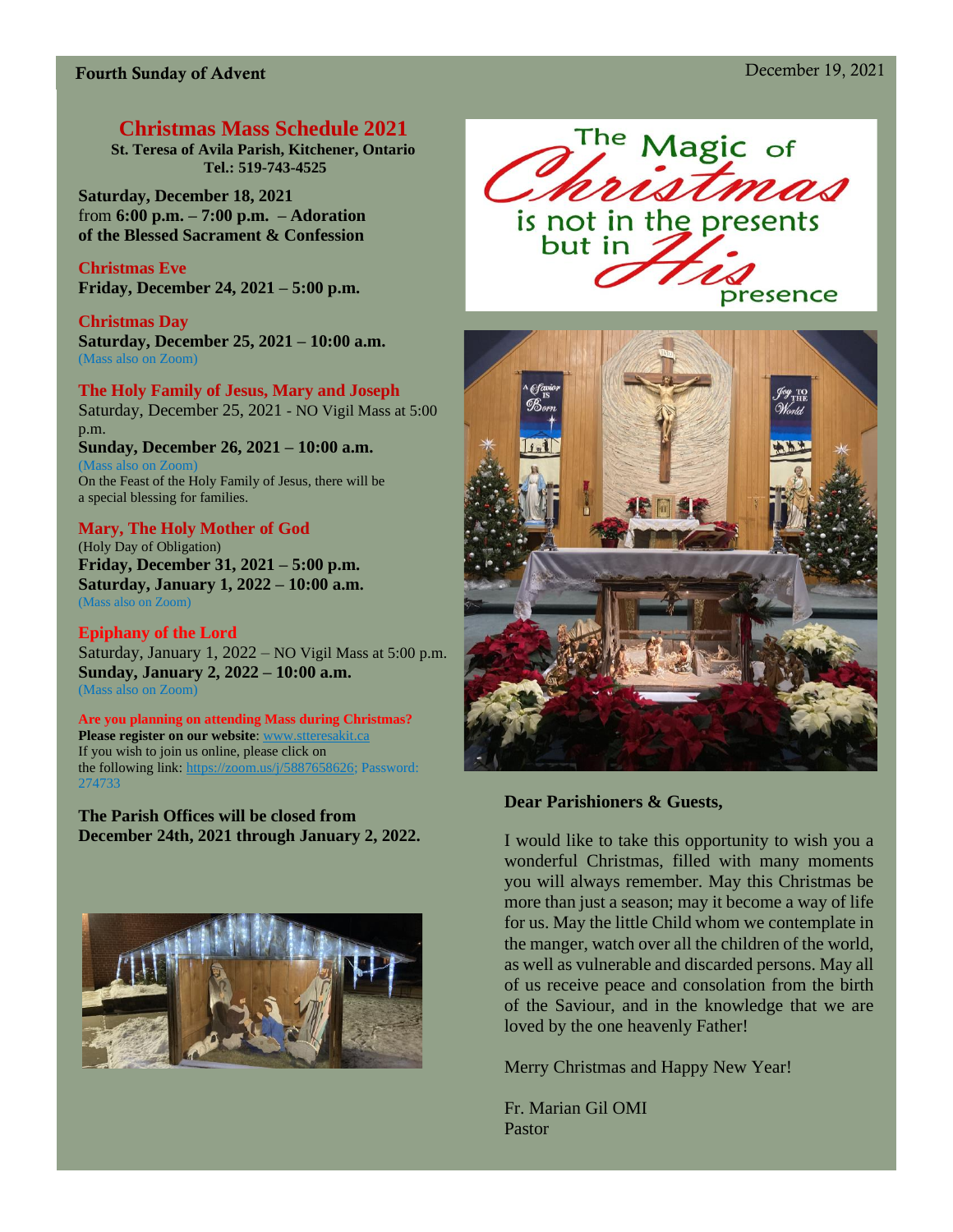Fourth Sunday of Advent December 19, 2021

## Christmas Mass Schedule 2021

**St. Teresa of Avila Parish, Kitchener, Ontario**
**Tel.: 519-743-4525**

**Saturday, December 18, 2021**
from **6:00 p.m. – 7:00 p.m. – Adoration of the Blessed Sacrament & Confession**

### Christmas Eve

**Friday, December 24, 2021 – 5:00 p.m.**

### Christmas Day

**Saturday, December 25, 2021 – 10:00 a.m.**
(Mass also on Zoom)

### The Holy Family of Jesus, Mary and Joseph

Saturday, December 25, 2021 - NO Vigil Mass at 5:00 p.m.
**Sunday, December 26, 2021 – 10:00 a.m.**
(Mass also on Zoom)
On the Feast of the Holy Family of Jesus, there will be a special blessing for families.

### Mary, The Holy Mother of God

(Holy Day of Obligation)
**Friday, December 31, 2021 – 5:00 p.m.**
**Saturday, January 1, 2022 – 10:00 a.m.**
(Mass also on Zoom)

### Epiphany of the Lord

Saturday, January 1, 2022 – NO Vigil Mass at 5:00 p.m.
**Sunday, January 2, 2022 – 10:00 a.m.**
(Mass also on Zoom)

**Are you planning on attending Mass during Christmas?**
**Please register on our website**: www.stteresakit.ca
If you wish to join us online, please click on the following link: https://zoom.us/j/5887658626; Password: 274733

**The Parish Offices will be closed from December 24th, 2021 through January 2, 2022.**

The Magic of Christmas is not in the presents but in His presence

**Dear Parishioners & Guests,**

I would like to take this opportunity to wish you a wonderful Christmas, filled with many moments you will always remember. May this Christmas be more than just a season; may it become a way of life for us. May the little Child whom we contemplate in the manger, watch over all the children of the world, as well as vulnerable and discarded persons. May all of us receive peace and consolation from the birth of the Saviour, and in the knowledge that we are loved by the one heavenly Father!

Merry Christmas and Happy New Year!

Fr. Marian Gil OMI
Pastor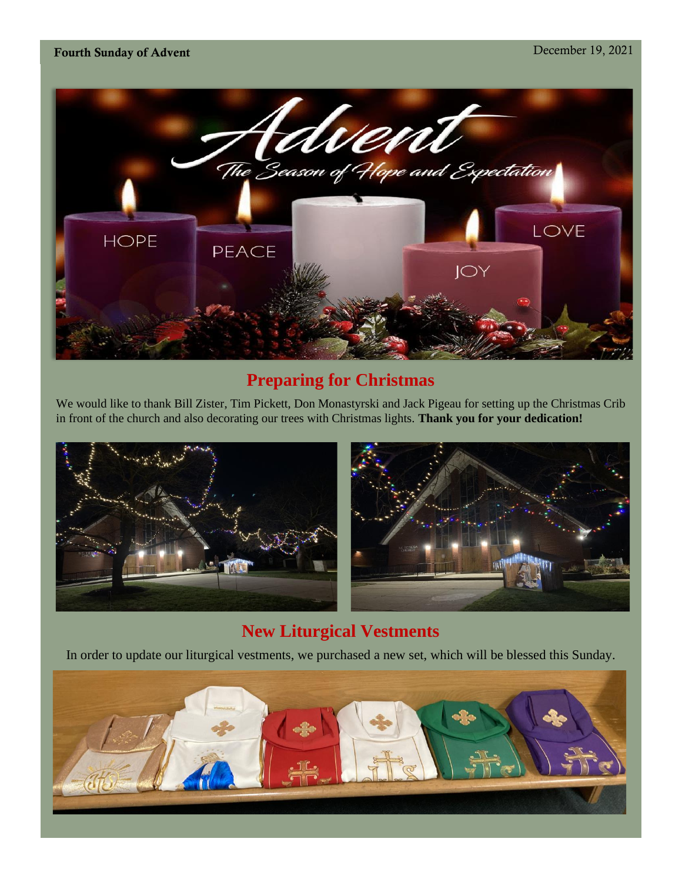Fourth Sunday of Advent

December 19, 2021

## Preparing for Christmas

We would like to thank Bill Zister, Tim Pickett, Don Monastyrski and Jack Pigeau for setting up the Christmas Crib in front of the church and also decorating our trees with Christmas lights. **Thank you for your dedication!**

## New Liturgical Vestments

In order to update our liturgical vestments, we purchased a new set, which will be blessed this Sunday.